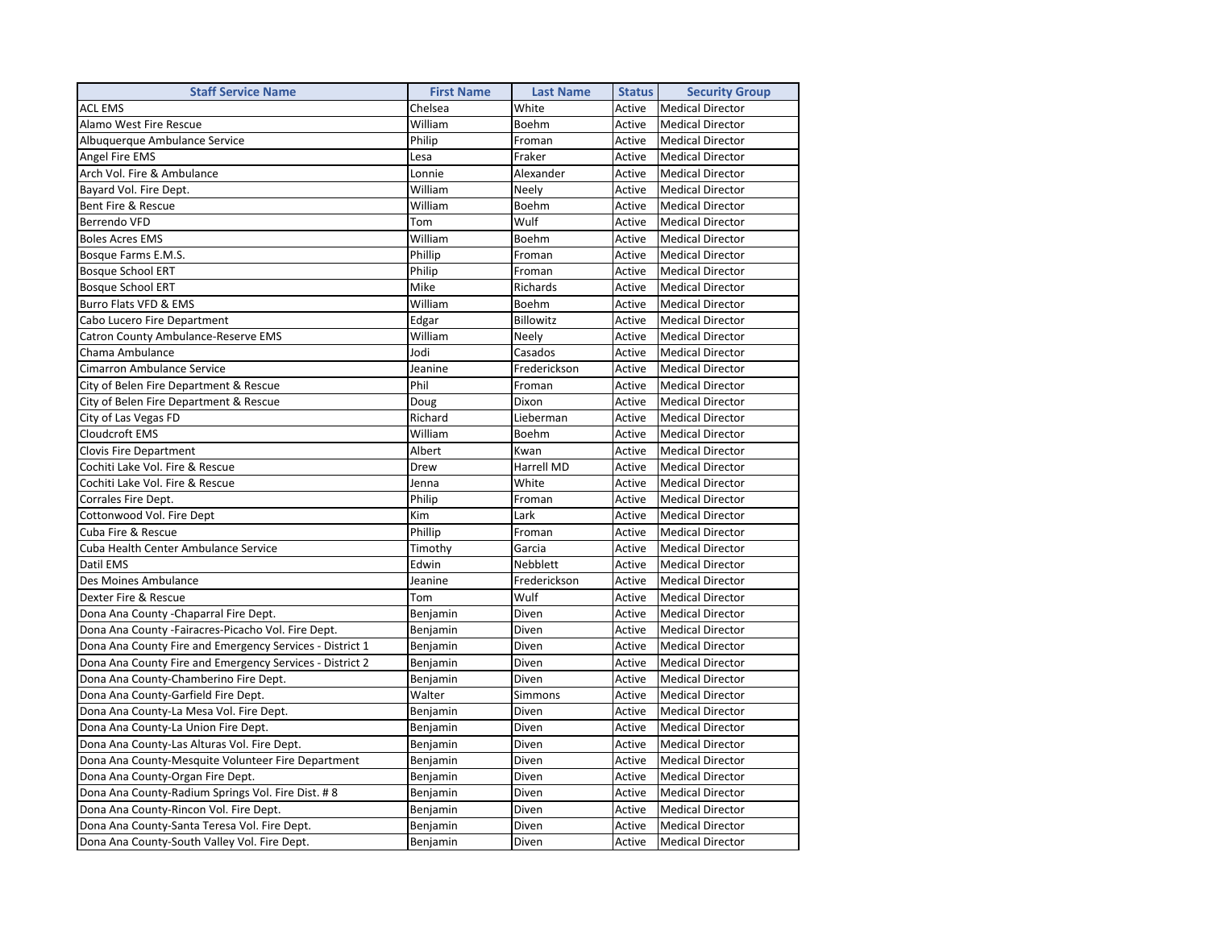| Staff Service Name | First Name | Last Name | Status | Security Group |
|---|---|---|---|---|
| ACL EMS | Chelsea | White | Active | Medical Director |
| Alamo West Fire Rescue | William | Boehm | Active | Medical Director |
| Albuquerque Ambulance Service | Philip | Froman | Active | Medical Director |
| Angel Fire EMS | Lesa | Fraker | Active | Medical Director |
| Arch Vol. Fire & Ambulance | Lonnie | Alexander | Active | Medical Director |
| Bayard Vol. Fire Dept. | William | Neely | Active | Medical Director |
| Bent Fire & Rescue | William | Boehm | Active | Medical Director |
| Berrendo VFD | Tom | Wulf | Active | Medical Director |
| Boles Acres EMS | William | Boehm | Active | Medical Director |
| Bosque Farms E.M.S. | Phillip | Froman | Active | Medical Director |
| Bosque School ERT | Philip | Froman | Active | Medical Director |
| Bosque School ERT | Mike | Richards | Active | Medical Director |
| Burro Flats VFD & EMS | William | Boehm | Active | Medical Director |
| Cabo Lucero Fire Department | Edgar | Billowitz | Active | Medical Director |
| Catron County Ambulance-Reserve EMS | William | Neely | Active | Medical Director |
| Chama Ambulance | Jodi | Casados | Active | Medical Director |
| Cimarron Ambulance Service | Jeanine | Frederickson | Active | Medical Director |
| City of Belen Fire Department & Rescue | Phil | Froman | Active | Medical Director |
| City of Belen Fire Department & Rescue | Doug | Dixon | Active | Medical Director |
| City of Las Vegas FD | Richard | Lieberman | Active | Medical Director |
| Cloudcroft EMS | William | Boehm | Active | Medical Director |
| Clovis Fire Department | Albert | Kwan | Active | Medical Director |
| Cochiti Lake Vol. Fire & Rescue | Drew | Harrell MD | Active | Medical Director |
| Cochiti Lake Vol. Fire & Rescue | Jenna | White | Active | Medical Director |
| Corrales Fire Dept. | Philip | Froman | Active | Medical Director |
| Cottonwood Vol. Fire Dept | Kim | Lark | Active | Medical Director |
| Cuba Fire & Rescue | Phillip | Froman | Active | Medical Director |
| Cuba Health Center Ambulance Service | Timothy | Garcia | Active | Medical Director |
| Datil EMS | Edwin | Nebblett | Active | Medical Director |
| Des Moines Ambulance | Jeanine | Frederickson | Active | Medical Director |
| Dexter Fire & Rescue | Tom | Wulf | Active | Medical Director |
| Dona Ana County -Chaparral Fire Dept. | Benjamin | Diven | Active | Medical Director |
| Dona Ana County -Fairacres-Picacho Vol. Fire Dept. | Benjamin | Diven | Active | Medical Director |
| Dona Ana County Fire and Emergency Services - District 1 | Benjamin | Diven | Active | Medical Director |
| Dona Ana County Fire and Emergency Services - District 2 | Benjamin | Diven | Active | Medical Director |
| Dona Ana County-Chamberino Fire Dept. | Benjamin | Diven | Active | Medical Director |
| Dona Ana County-Garfield Fire Dept. | Walter | Simmons | Active | Medical Director |
| Dona Ana County-La Mesa Vol. Fire Dept. | Benjamin | Diven | Active | Medical Director |
| Dona Ana County-La Union Fire Dept. | Benjamin | Diven | Active | Medical Director |
| Dona Ana County-Las Alturas Vol. Fire Dept. | Benjamin | Diven | Active | Medical Director |
| Dona Ana County-Mesquite Volunteer Fire Department | Benjamin | Diven | Active | Medical Director |
| Dona Ana County-Organ Fire Dept. | Benjamin | Diven | Active | Medical Director |
| Dona Ana County-Radium Springs Vol. Fire Dist. # 8 | Benjamin | Diven | Active | Medical Director |
| Dona Ana County-Rincon Vol. Fire Dept. | Benjamin | Diven | Active | Medical Director |
| Dona Ana County-Santa Teresa Vol. Fire Dept. | Benjamin | Diven | Active | Medical Director |
| Dona Ana County-South Valley Vol. Fire Dept. | Benjamin | Diven | Active | Medical Director |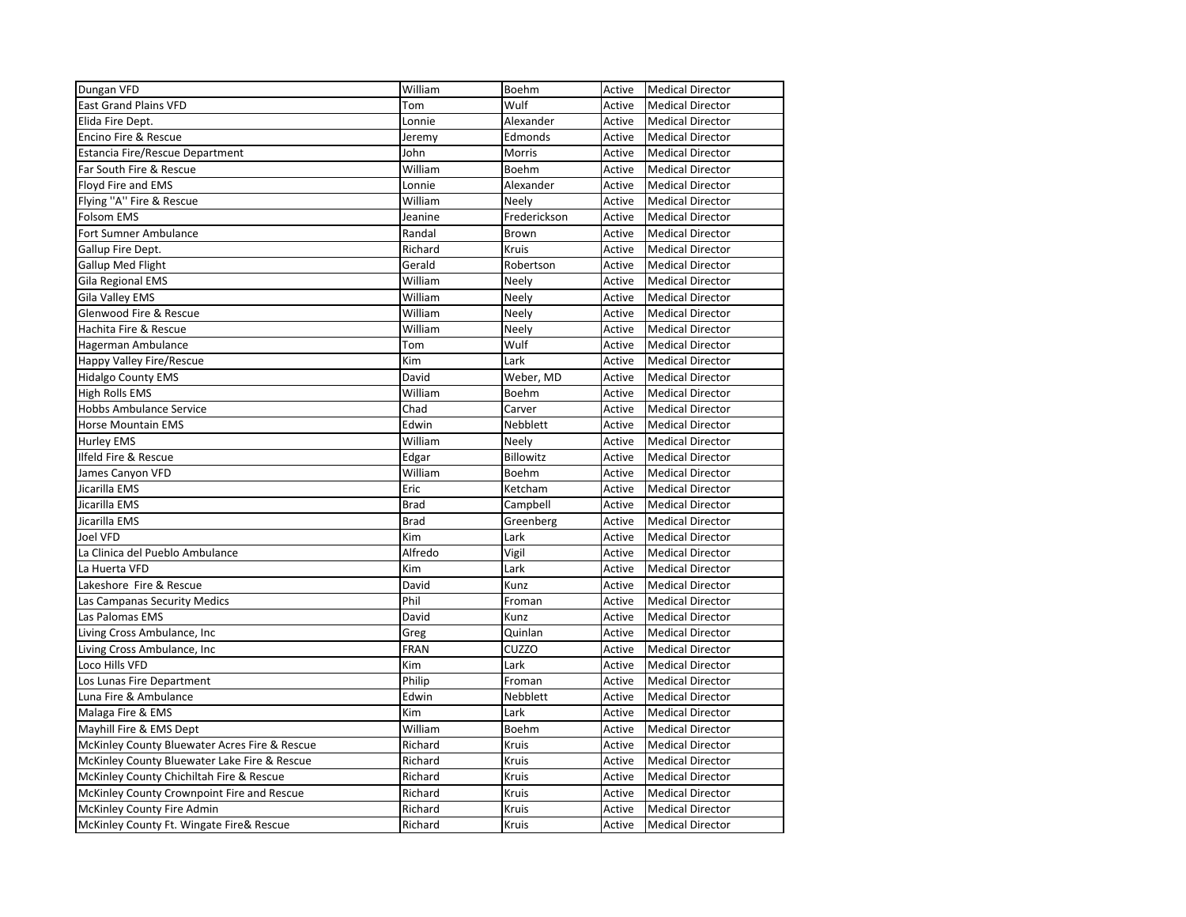| | | | | |
|---|---|---|---|---|
| Dungan VFD | William | Boehm | Active | Medical Director |
| East Grand Plains VFD | Tom | Wulf | Active | Medical Director |
| Elida Fire Dept. | Lonnie | Alexander | Active | Medical Director |
| Encino Fire & Rescue | Jeremy | Edmonds | Active | Medical Director |
| Estancia Fire/Rescue Department | John | Morris | Active | Medical Director |
| Far South Fire & Rescue | William | Boehm | Active | Medical Director |
| Floyd Fire and EMS | Lonnie | Alexander | Active | Medical Director |
| Flying "A" Fire & Rescue | William | Neely | Active | Medical Director |
| Folsom EMS | Jeanine | Frederickson | Active | Medical Director |
| Fort Sumner Ambulance | Randal | Brown | Active | Medical Director |
| Gallup Fire Dept. | Richard | Kruis | Active | Medical Director |
| Gallup Med Flight | Gerald | Robertson | Active | Medical Director |
| Gila Regional EMS | William | Neely | Active | Medical Director |
| Gila Valley EMS | William | Neely | Active | Medical Director |
| Glenwood Fire & Rescue | William | Neely | Active | Medical Director |
| Hachita Fire & Rescue | William | Neely | Active | Medical Director |
| Hagerman Ambulance | Tom | Wulf | Active | Medical Director |
| Happy Valley Fire/Rescue | Kim | Lark | Active | Medical Director |
| Hidalgo County EMS | David | Weber, MD | Active | Medical Director |
| High Rolls EMS | William | Boehm | Active | Medical Director |
| Hobbs Ambulance Service | Chad | Carver | Active | Medical Director |
| Horse Mountain EMS | Edwin | Nebblett | Active | Medical Director |
| Hurley EMS | William | Neely | Active | Medical Director |
| Ilfeld Fire & Rescue | Edgar | Billowitz | Active | Medical Director |
| James Canyon VFD | William | Boehm | Active | Medical Director |
| Jicarilla EMS | Eric | Ketcham | Active | Medical Director |
| Jicarilla EMS | Brad | Campbell | Active | Medical Director |
| Jicarilla EMS | Brad | Greenberg | Active | Medical Director |
| Joel VFD | Kim | Lark | Active | Medical Director |
| La Clinica del Pueblo Ambulance | Alfredo | Vigil | Active | Medical Director |
| La Huerta VFD | Kim | Lark | Active | Medical Director |
| Lakeshore Fire & Rescue | David | Kunz | Active | Medical Director |
| Las Campanas Security Medics | Phil | Froman | Active | Medical Director |
| Las Palomas EMS | David | Kunz | Active | Medical Director |
| Living Cross Ambulance, Inc | Greg | Quinlan | Active | Medical Director |
| Living Cross Ambulance, Inc | FRAN | CUZZO | Active | Medical Director |
| Loco Hills VFD | Kim | Lark | Active | Medical Director |
| Los Lunas Fire Department | Philip | Froman | Active | Medical Director |
| Luna Fire & Ambulance | Edwin | Nebblett | Active | Medical Director |
| Malaga Fire & EMS | Kim | Lark | Active | Medical Director |
| Mayhill Fire & EMS Dept | William | Boehm | Active | Medical Director |
| McKinley County Bluewater Acres Fire & Rescue | Richard | Kruis | Active | Medical Director |
| McKinley County Bluewater Lake Fire & Rescue | Richard | Kruis | Active | Medical Director |
| McKinley County Chichiltah Fire & Rescue | Richard | Kruis | Active | Medical Director |
| McKinley County Crownpoint Fire and Rescue | Richard | Kruis | Active | Medical Director |
| McKinley County Fire Admin | Richard | Kruis | Active | Medical Director |
| McKinley County Ft. Wingate Fire& Rescue | Richard | Kruis | Active | Medical Director |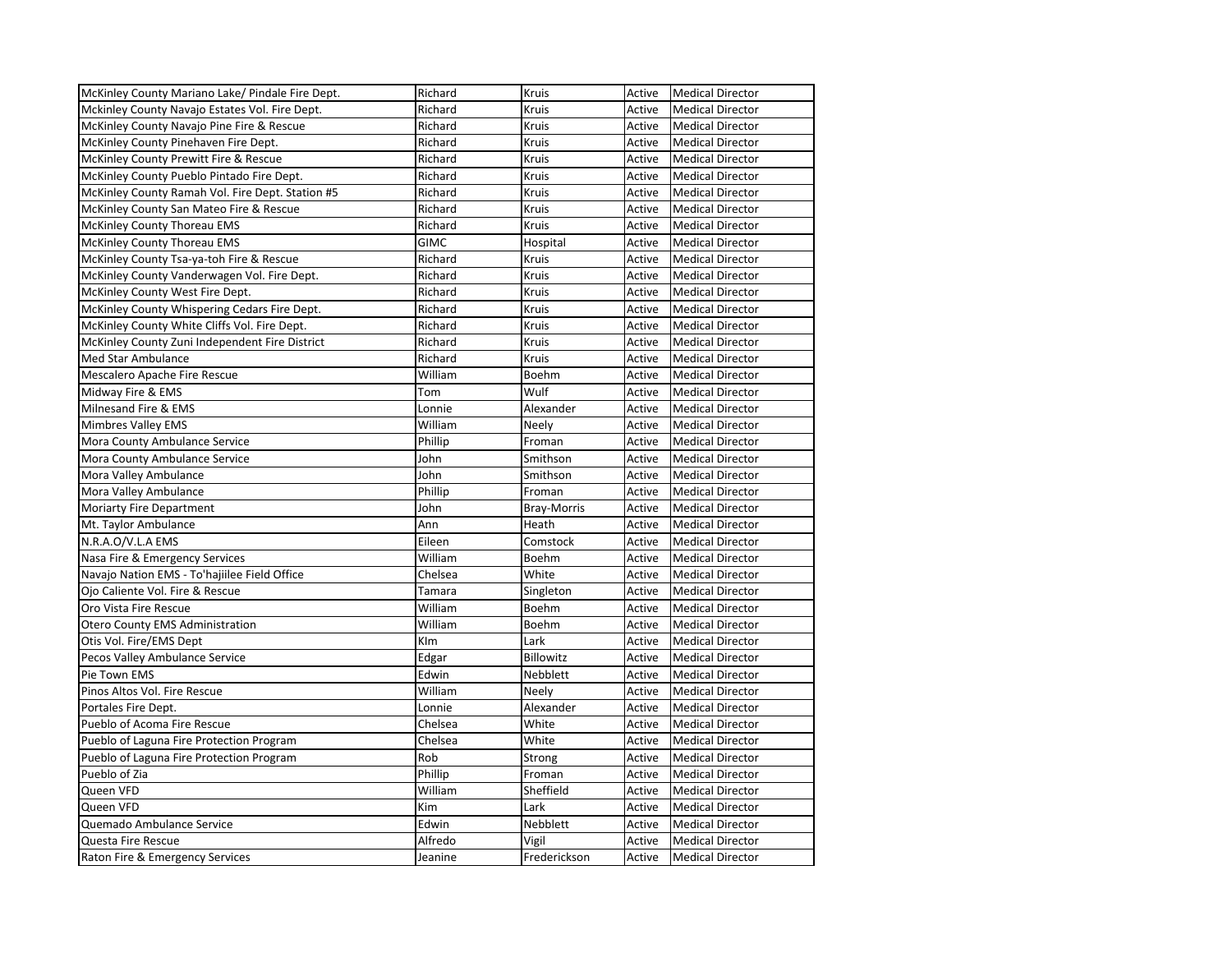| McKinley County Mariano Lake/ Pindale Fire Dept. | Richard | Kruis | Active | Medical Director |
|---|---|---|---|---|
| Mckinley County Navajo Estates Vol. Fire Dept. | Richard | Kruis | Active | Medical Director |
| McKinley County Navajo Pine Fire & Rescue | Richard | Kruis | Active | Medical Director |
| McKinley County Pinehaven Fire Dept. | Richard | Kruis | Active | Medical Director |
| McKinley County Prewitt Fire & Rescue | Richard | Kruis | Active | Medical Director |
| McKinley County Pueblo Pintado Fire Dept. | Richard | Kruis | Active | Medical Director |
| McKinley County Ramah Vol. Fire Dept. Station #5 | Richard | Kruis | Active | Medical Director |
| McKinley County San Mateo Fire & Rescue | Richard | Kruis | Active | Medical Director |
| McKinley County Thoreau EMS | Richard | Kruis | Active | Medical Director |
| McKinley County Thoreau EMS | GIMC | Hospital | Active | Medical Director |
| McKinley County Tsa-ya-toh Fire & Rescue | Richard | Kruis | Active | Medical Director |
| McKinley County Vanderwagen Vol. Fire Dept. | Richard | Kruis | Active | Medical Director |
| McKinley County West Fire Dept. | Richard | Kruis | Active | Medical Director |
| McKinley County Whispering Cedars Fire Dept. | Richard | Kruis | Active | Medical Director |
| McKinley County White Cliffs Vol. Fire Dept. | Richard | Kruis | Active | Medical Director |
| McKinley County Zuni Independent Fire District | Richard | Kruis | Active | Medical Director |
| Med Star Ambulance | Richard | Kruis | Active | Medical Director |
| Mescalero Apache Fire Rescue | William | Boehm | Active | Medical Director |
| Midway Fire & EMS | Tom | Wulf | Active | Medical Director |
| Milnesand Fire & EMS | Lonnie | Alexander | Active | Medical Director |
| Mimbres Valley EMS | William | Neely | Active | Medical Director |
| Mora County Ambulance Service | Phillip | Froman | Active | Medical Director |
| Mora County Ambulance Service | John | Smithson | Active | Medical Director |
| Mora Valley Ambulance | John | Smithson | Active | Medical Director |
| Mora Valley Ambulance | Phillip | Froman | Active | Medical Director |
| Moriarty Fire Department | John | Bray-Morris | Active | Medical Director |
| Mt. Taylor Ambulance | Ann | Heath | Active | Medical Director |
| N.R.A.O/V.L.A EMS | Eileen | Comstock | Active | Medical Director |
| Nasa Fire & Emergency Services | William | Boehm | Active | Medical Director |
| Navajo Nation EMS - To'hajiilee Field Office | Chelsea | White | Active | Medical Director |
| Ojo Caliente Vol. Fire & Rescue | Tamara | Singleton | Active | Medical Director |
| Oro Vista Fire Rescue | William | Boehm | Active | Medical Director |
| Otero County EMS Administration | William | Boehm | Active | Medical Director |
| Otis Vol. Fire/EMS Dept | KIm | Lark | Active | Medical Director |
| Pecos Valley Ambulance Service | Edgar | Billowitz | Active | Medical Director |
| Pie Town EMS | Edwin | Nebblett | Active | Medical Director |
| Pinos Altos Vol. Fire Rescue | William | Neely | Active | Medical Director |
| Portales Fire Dept. | Lonnie | Alexander | Active | Medical Director |
| Pueblo of Acoma Fire Rescue | Chelsea | White | Active | Medical Director |
| Pueblo of Laguna Fire Protection Program | Chelsea | White | Active | Medical Director |
| Pueblo of Laguna Fire Protection Program | Rob | Strong | Active | Medical Director |
| Pueblo of Zia | Phillip | Froman | Active | Medical Director |
| Queen VFD | William | Sheffield | Active | Medical Director |
| Queen VFD | Kim | Lark | Active | Medical Director |
| Quemado Ambulance Service | Edwin | Nebblett | Active | Medical Director |
| Questa Fire Rescue | Alfredo | Vigil | Active | Medical Director |
| Raton Fire & Emergency Services | Jeanine | Frederickson | Active | Medical Director |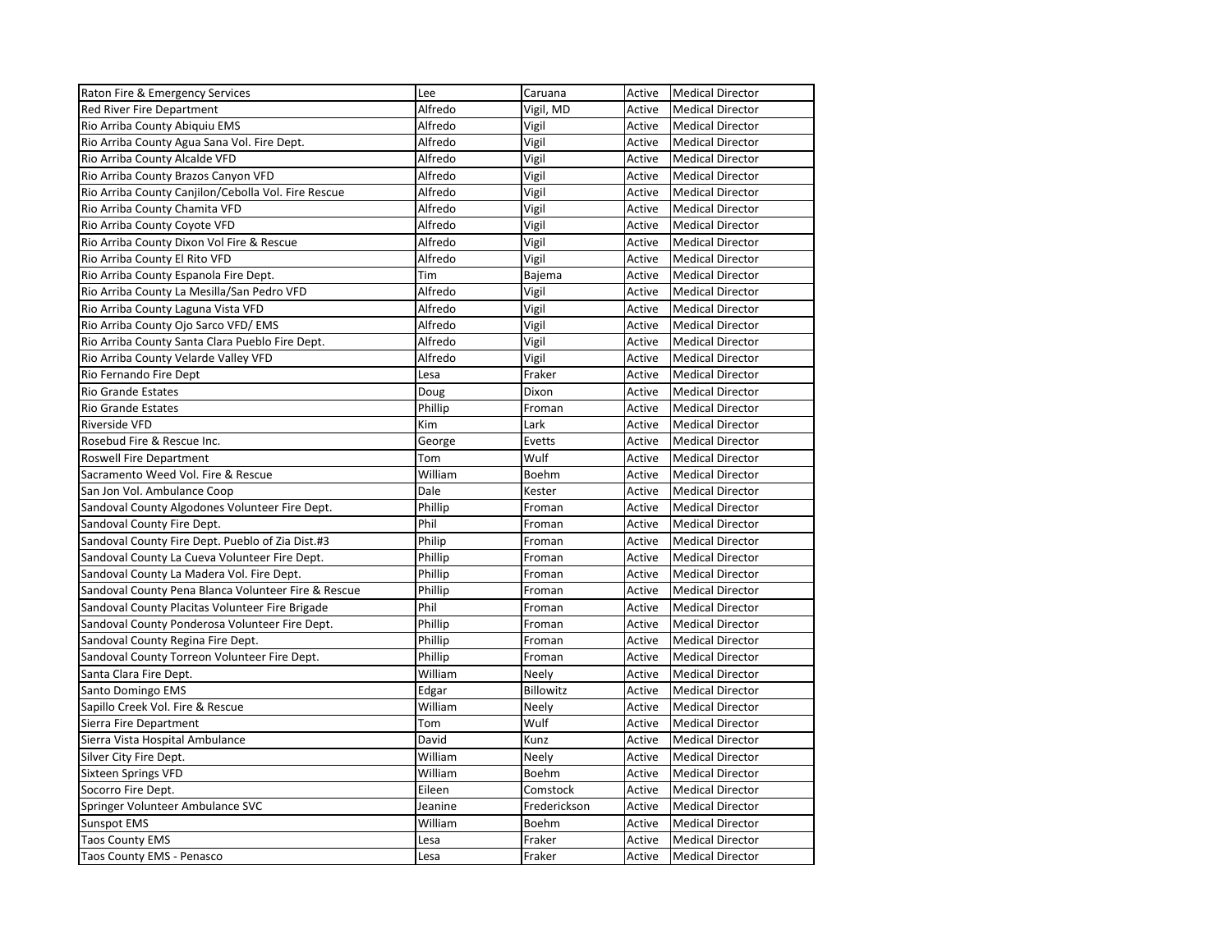| | | | | |
|---|---|---|---|---|
| Raton Fire & Emergency Services | Lee | Caruana | Active | Medical Director |
| Red River Fire Department | Alfredo | Vigil, MD | Active | Medical Director |
| Rio Arriba County Abiquiu EMS | Alfredo | Vigil | Active | Medical Director |
| Rio Arriba County Agua Sana Vol. Fire Dept. | Alfredo | Vigil | Active | Medical Director |
| Rio Arriba County Alcalde VFD | Alfredo | Vigil | Active | Medical Director |
| Rio Arriba County Brazos Canyon VFD | Alfredo | Vigil | Active | Medical Director |
| Rio Arriba County Canjilon/Cebolla Vol. Fire Rescue | Alfredo | Vigil | Active | Medical Director |
| Rio Arriba County Chamita VFD | Alfredo | Vigil | Active | Medical Director |
| Rio Arriba County Coyote VFD | Alfredo | Vigil | Active | Medical Director |
| Rio Arriba County Dixon Vol Fire & Rescue | Alfredo | Vigil | Active | Medical Director |
| Rio Arriba County El Rito VFD | Alfredo | Vigil | Active | Medical Director |
| Rio Arriba County Espanola Fire Dept. | Tim | Bajema | Active | Medical Director |
| Rio Arriba County La Mesilla/San Pedro VFD | Alfredo | Vigil | Active | Medical Director |
| Rio Arriba County Laguna Vista VFD | Alfredo | Vigil | Active | Medical Director |
| Rio Arriba County Ojo Sarco VFD/ EMS | Alfredo | Vigil | Active | Medical Director |
| Rio Arriba County Santa Clara Pueblo Fire Dept. | Alfredo | Vigil | Active | Medical Director |
| Rio Arriba County Velarde Valley VFD | Alfredo | Vigil | Active | Medical Director |
| Rio Fernando Fire Dept | Lesa | Fraker | Active | Medical Director |
| Rio Grande Estates | Doug | Dixon | Active | Medical Director |
| Rio Grande Estates | Phillip | Froman | Active | Medical Director |
| Riverside VFD | Kim | Lark | Active | Medical Director |
| Rosebud Fire & Rescue Inc. | George | Evetts | Active | Medical Director |
| Roswell Fire Department | Tom | Wulf | Active | Medical Director |
| Sacramento Weed Vol. Fire & Rescue | William | Boehm | Active | Medical Director |
| San Jon Vol. Ambulance Coop | Dale | Kester | Active | Medical Director |
| Sandoval County Algodones Volunteer Fire Dept. | Phillip | Froman | Active | Medical Director |
| Sandoval County Fire Dept. | Phil | Froman | Active | Medical Director |
| Sandoval County Fire Dept. Pueblo of Zia Dist.#3 | Philip | Froman | Active | Medical Director |
| Sandoval County La Cueva Volunteer Fire Dept. | Phillip | Froman | Active | Medical Director |
| Sandoval County La Madera Vol. Fire Dept. | Phillip | Froman | Active | Medical Director |
| Sandoval County Pena Blanca Volunteer Fire & Rescue | Phillip | Froman | Active | Medical Director |
| Sandoval County Placitas Volunteer Fire Brigade | Phil | Froman | Active | Medical Director |
| Sandoval County Ponderosa Volunteer Fire Dept. | Phillip | Froman | Active | Medical Director |
| Sandoval County Regina Fire Dept. | Phillip | Froman | Active | Medical Director |
| Sandoval County Torreon Volunteer Fire Dept. | Phillip | Froman | Active | Medical Director |
| Santa Clara Fire Dept. | William | Neely | Active | Medical Director |
| Santo Domingo EMS | Edgar | Billowitz | Active | Medical Director |
| Sapillo Creek Vol. Fire & Rescue | William | Neely | Active | Medical Director |
| Sierra Fire Department | Tom | Wulf | Active | Medical Director |
| Sierra Vista Hospital Ambulance | David | Kunz | Active | Medical Director |
| Silver City Fire Dept. | William | Neely | Active | Medical Director |
| Sixteen Springs VFD | William | Boehm | Active | Medical Director |
| Socorro Fire Dept. | Eileen | Comstock | Active | Medical Director |
| Springer Volunteer Ambulance SVC | Jeanine | Frederickson | Active | Medical Director |
| Sunspot EMS | William | Boehm | Active | Medical Director |
| Taos County EMS | Lesa | Fraker | Active | Medical Director |
| Taos County EMS - Penasco | Lesa | Fraker | Active | Medical Director |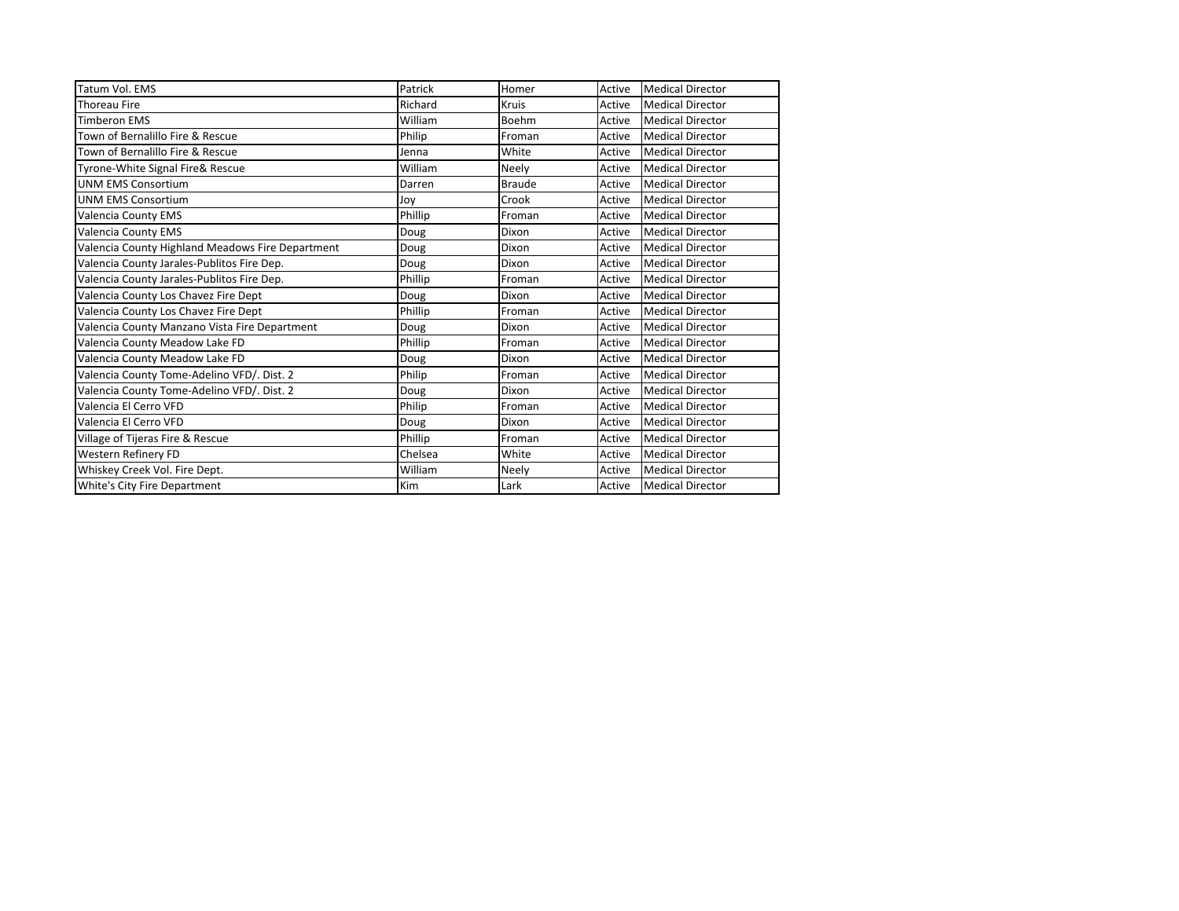| | | | | |
|---|---|---|---|---|
| Tatum Vol. EMS | Patrick | Homer | Active | Medical Director |
| Thoreau Fire | Richard | Kruis | Active | Medical Director |
| Timberon EMS | William | Boehm | Active | Medical Director |
| Town of Bernalillo Fire & Rescue | Philip | Froman | Active | Medical Director |
| Town of Bernalillo Fire & Rescue | Jenna | White | Active | Medical Director |
| Tyrone-White Signal Fire& Rescue | William | Neely | Active | Medical Director |
| UNM EMS Consortium | Darren | Braude | Active | Medical Director |
| UNM EMS Consortium | Joy | Crook | Active | Medical Director |
| Valencia County EMS | Phillip | Froman | Active | Medical Director |
| Valencia County EMS | Doug | Dixon | Active | Medical Director |
| Valencia County Highland Meadows Fire Department | Doug | Dixon | Active | Medical Director |
| Valencia County Jarales-Publitos Fire Dep. | Doug | Dixon | Active | Medical Director |
| Valencia County Jarales-Publitos Fire Dep. | Phillip | Froman | Active | Medical Director |
| Valencia County Los Chavez Fire Dept | Doug | Dixon | Active | Medical Director |
| Valencia County Los Chavez Fire Dept | Phillip | Froman | Active | Medical Director |
| Valencia County Manzano Vista Fire Department | Doug | Dixon | Active | Medical Director |
| Valencia County Meadow Lake FD | Phillip | Froman | Active | Medical Director |
| Valencia County Meadow Lake FD | Doug | Dixon | Active | Medical Director |
| Valencia County Tome-Adelino VFD/. Dist. 2 | Philip | Froman | Active | Medical Director |
| Valencia County Tome-Adelino VFD/. Dist. 2 | Doug | Dixon | Active | Medical Director |
| Valencia El Cerro VFD | Philip | Froman | Active | Medical Director |
| Valencia El Cerro VFD | Doug | Dixon | Active | Medical Director |
| Village of Tijeras Fire & Rescue | Phillip | Froman | Active | Medical Director |
| Western Refinery FD | Chelsea | White | Active | Medical Director |
| Whiskey Creek Vol. Fire Dept. | William | Neely | Active | Medical Director |
| White's City Fire Department | Kim | Lark | Active | Medical Director |